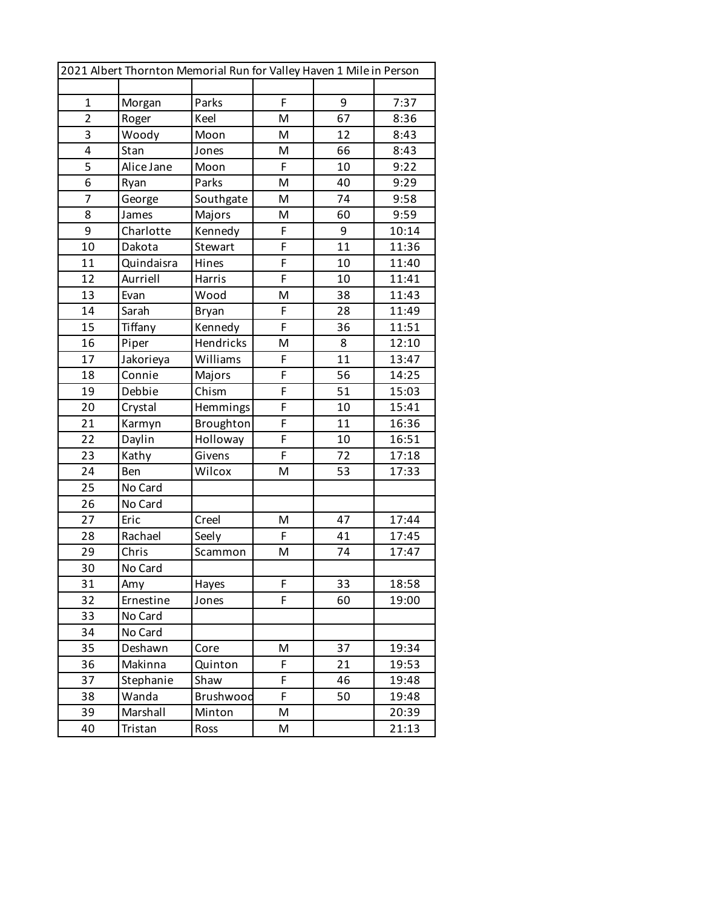| 2021 Albert Thornton Memorial Run for Valley Haven 1 Mile in Person | | | | | |
|---|---|---|---|---|---|
| | | | | | |
| 1 | Morgan | Parks | F | 9 | 7:37 |
| 2 | Roger | Keel | M | 67 | 8:36 |
| 3 | Woody | Moon | M | 12 | 8:43 |
| 4 | Stan | Jones | M | 66 | 8:43 |
| 5 | Alice Jane | Moon | F | 10 | 9:22 |
| 6 | Ryan | Parks | M | 40 | 9:29 |
| 7 | George | Southgate | M | 74 | 9:58 |
| 8 | James | Majors | M | 60 | 9:59 |
| 9 | Charlotte | Kennedy | F | 9 | 10:14 |
| 10 | Dakota | Stewart | F | 11 | 11:36 |
| 11 | Quindaisra | Hines | F | 10 | 11:40 |
| 12 | Aurriell | Harris | F | 10 | 11:41 |
| 13 | Evan | Wood | M | 38 | 11:43 |
| 14 | Sarah | Bryan | F | 28 | 11:49 |
| 15 | Tiffany | Kennedy | F | 36 | 11:51 |
| 16 | Piper | Hendricks | M | 8 | 12:10 |
| 17 | Jakorieya | Williams | F | 11 | 13:47 |
| 18 | Connie | Majors | F | 56 | 14:25 |
| 19 | Debbie | Chism | F | 51 | 15:03 |
| 20 | Crystal | Hemmings | F | 10 | 15:41 |
| 21 | Karmyn | Broughton | F | 11 | 16:36 |
| 22 | Daylin | Holloway | F | 10 | 16:51 |
| 23 | Kathy | Givens | F | 72 | 17:18 |
| 24 | Ben | Wilcox | M | 53 | 17:33 |
| 25 | No Card | | | | |
| 26 | No Card | | | | |
| 27 | Eric | Creel | M | 47 | 17:44 |
| 28 | Rachael | Seely | F | 41 | 17:45 |
| 29 | Chris | Scammon | M | 74 | 17:47 |
| 30 | No Card | | | | |
| 31 | Amy | Hayes | F | 33 | 18:58 |
| 32 | Ernestine | Jones | F | 60 | 19:00 |
| 33 | No Card | | | | |
| 34 | No Card | | | | |
| 35 | Deshawn | Core | M | 37 | 19:34 |
| 36 | Makinna | Quinton | F | 21 | 19:53 |
| 37 | Stephanie | Shaw | F | 46 | 19:48 |
| 38 | Wanda | Brushwood | F | 50 | 19:48 |
| 39 | Marshall | Minton | M | | 20:39 |
| 40 | Tristan | Ross | M | | 21:13 |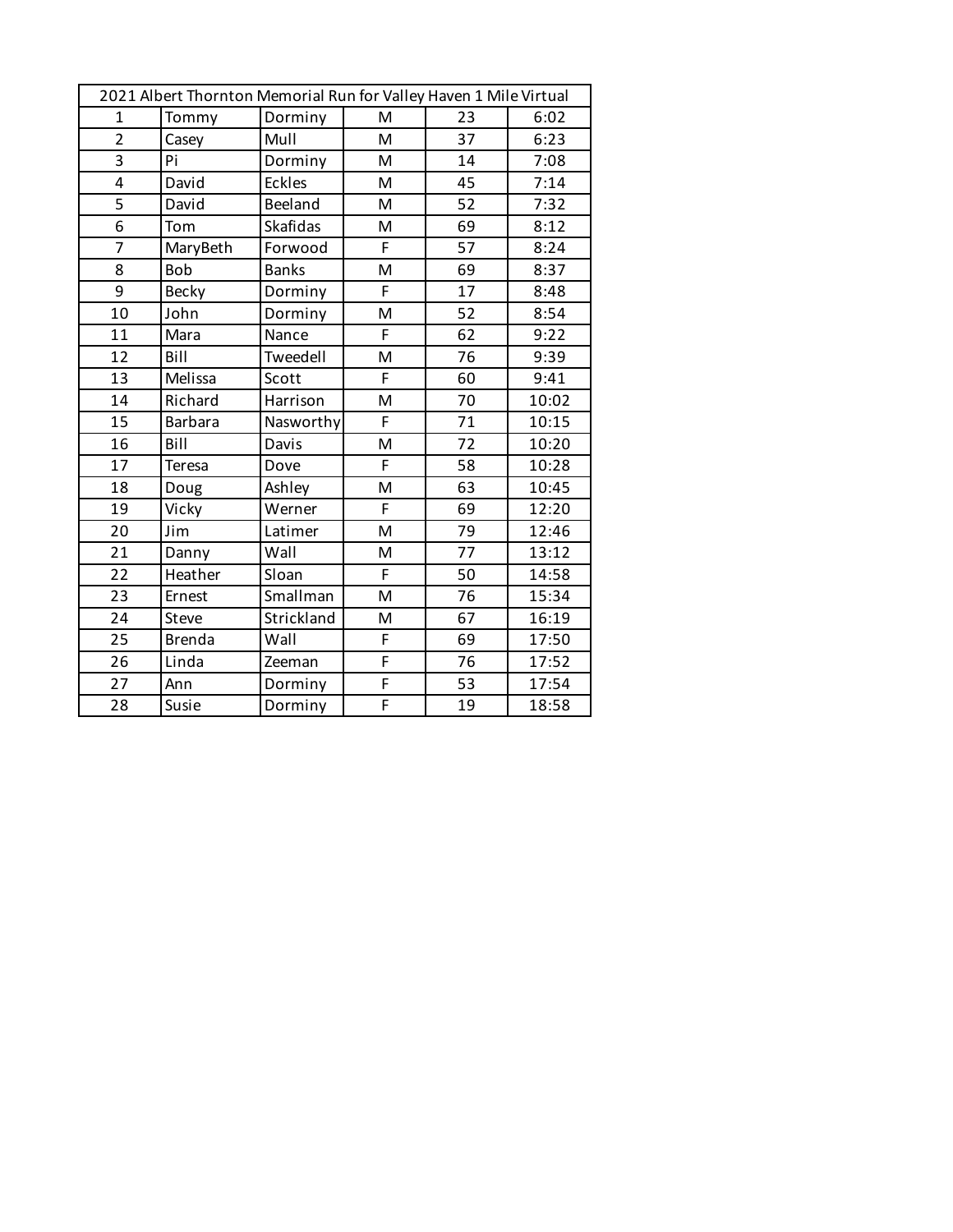| 2021 Albert Thornton Memorial Run for Valley Haven 1 Mile Virtual | | | | | |
|---|---|---|---|---|---|
| 1 | Tommy | Dorminy | M | 23 | 6:02 |
| 2 | Casey | Mull | M | 37 | 6:23 |
| 3 | Pi | Dorminy | M | 14 | 7:08 |
| 4 | David | Eckles | M | 45 | 7:14 |
| 5 | David | Beeland | M | 52 | 7:32 |
| 6 | Tom | Skafidas | M | 69 | 8:12 |
| 7 | MaryBeth | Forwood | F | 57 | 8:24 |
| 8 | Bob | Banks | M | 69 | 8:37 |
| 9 | Becky | Dorminy | F | 17 | 8:48 |
| 10 | John | Dorminy | M | 52 | 8:54 |
| 11 | Mara | Nance | F | 62 | 9:22 |
| 12 | Bill | Tweedell | M | 76 | 9:39 |
| 13 | Melissa | Scott | F | 60 | 9:41 |
| 14 | Richard | Harrison | M | 70 | 10:02 |
| 15 | Barbara | Nasworthy | F | 71 | 10:15 |
| 16 | Bill | Davis | M | 72 | 10:20 |
| 17 | Teresa | Dove | F | 58 | 10:28 |
| 18 | Doug | Ashley | M | 63 | 10:45 |
| 19 | Vicky | Werner | F | 69 | 12:20 |
| 20 | Jim | Latimer | M | 79 | 12:46 |
| 21 | Danny | Wall | M | 77 | 13:12 |
| 22 | Heather | Sloan | F | 50 | 14:58 |
| 23 | Ernest | Smallman | M | 76 | 15:34 |
| 24 | Steve | Strickland | M | 67 | 16:19 |
| 25 | Brenda | Wall | F | 69 | 17:50 |
| 26 | Linda | Zeeman | F | 76 | 17:52 |
| 27 | Ann | Dorminy | F | 53 | 17:54 |
| 28 | Susie | Dorminy | F | 19 | 18:58 |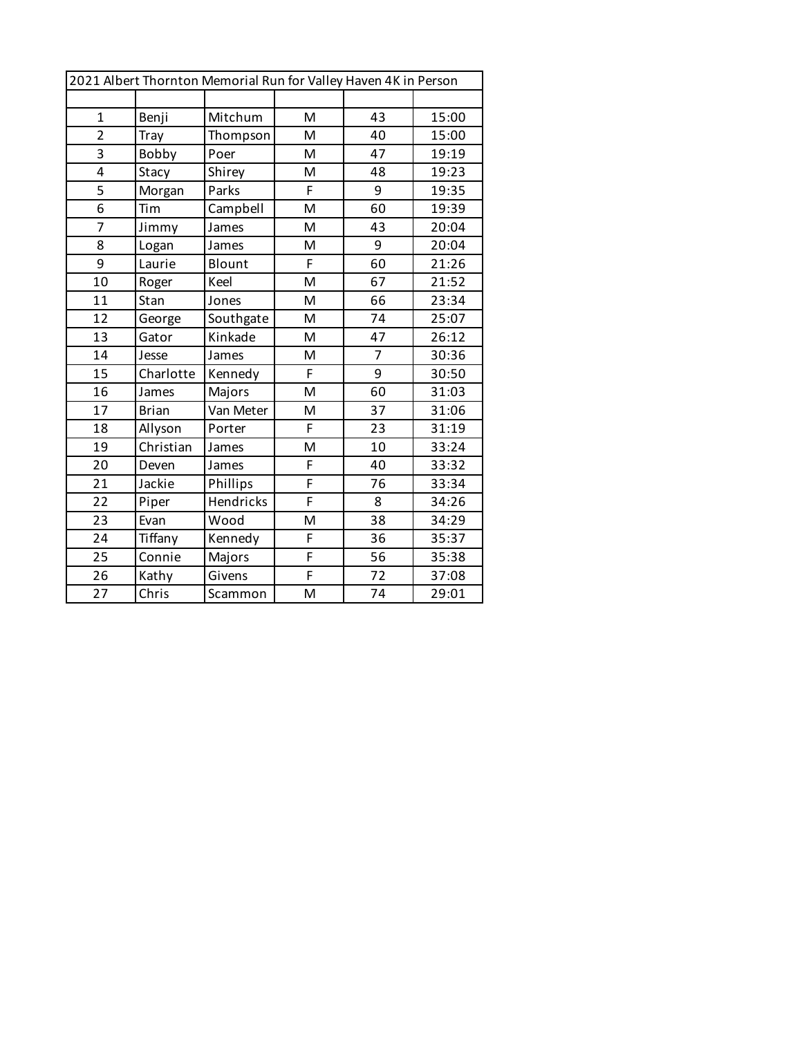| 2021 Albert Thornton Memorial Run for Valley Haven 4K in Person | | | | | |
|---|---|---|---|---|---|
| | | | | | |
| 1 | Benji | Mitchum | M | 43 | 15:00 |
| 2 | Tray | Thompson | M | 40 | 15:00 |
| 3 | Bobby | Poer | M | 47 | 19:19 |
| 4 | Stacy | Shirey | M | 48 | 19:23 |
| 5 | Morgan | Parks | F | 9 | 19:35 |
| 6 | Tim | Campbell | M | 60 | 19:39 |
| 7 | Jimmy | James | M | 43 | 20:04 |
| 8 | Logan | James | M | 9 | 20:04 |
| 9 | Laurie | Blount | F | 60 | 21:26 |
| 10 | Roger | Keel | M | 67 | 21:52 |
| 11 | Stan | Jones | M | 66 | 23:34 |
| 12 | George | Southgate | M | 74 | 25:07 |
| 13 | Gator | Kinkade | M | 47 | 26:12 |
| 14 | Jesse | James | M | 7 | 30:36 |
| 15 | Charlotte | Kennedy | F | 9 | 30:50 |
| 16 | James | Majors | M | 60 | 31:03 |
| 17 | Brian | Van Meter | M | 37 | 31:06 |
| 18 | Allyson | Porter | F | 23 | 31:19 |
| 19 | Christian | James | M | 10 | 33:24 |
| 20 | Deven | James | F | 40 | 33:32 |
| 21 | Jackie | Phillips | F | 76 | 33:34 |
| 22 | Piper | Hendricks | F | 8 | 34:26 |
| 23 | Evan | Wood | M | 38 | 34:29 |
| 24 | Tiffany | Kennedy | F | 36 | 35:37 |
| 25 | Connie | Majors | F | 56 | 35:38 |
| 26 | Kathy | Givens | F | 72 | 37:08 |
| 27 | Chris | Scammon | M | 74 | 29:01 |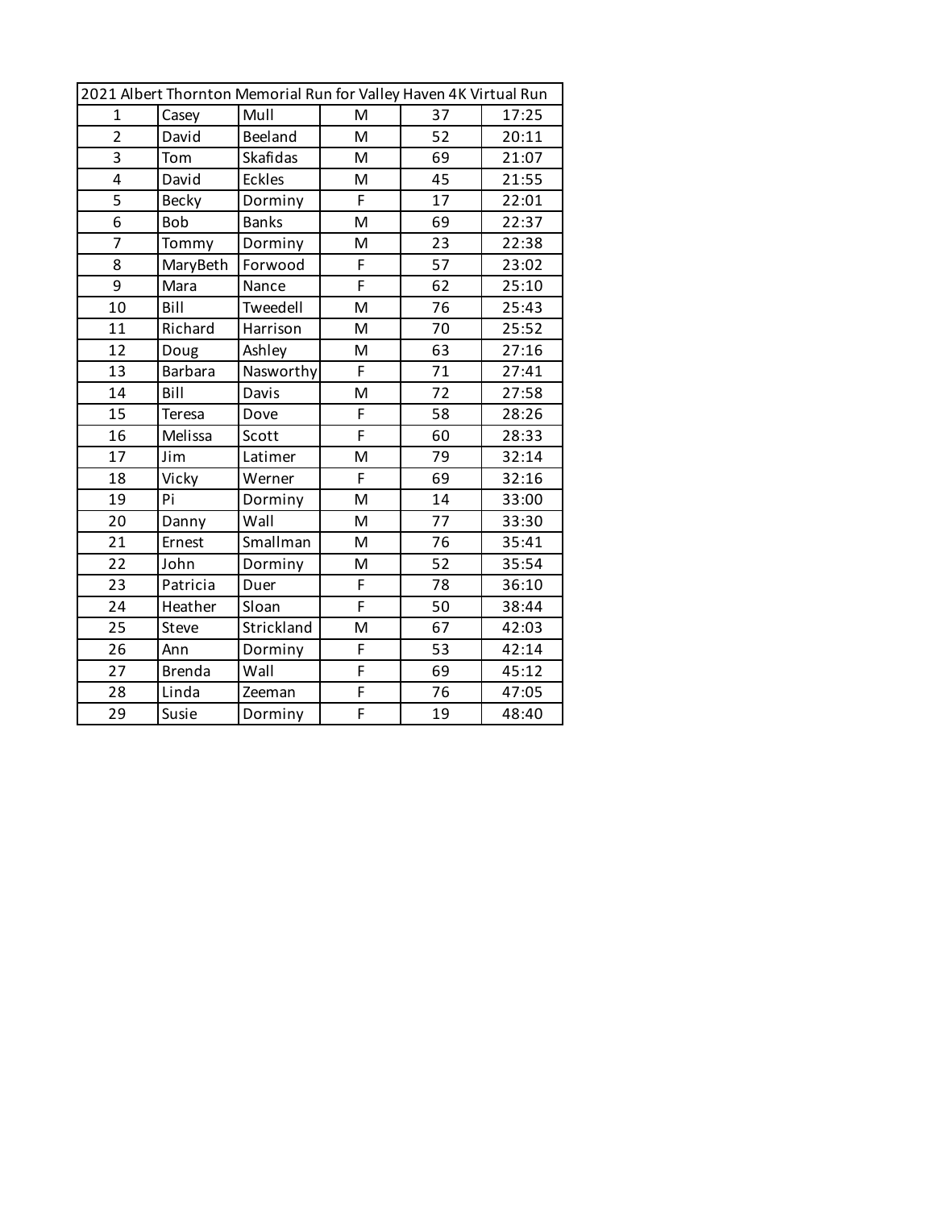| 2021 Albert Thornton Memorial Run for Valley Haven 4K Virtual Run | | | | | |
|---|---|---|---|---|---|
| 1 | Casey | Mull | M | 37 | 17:25 |
| 2 | David | Beeland | M | 52 | 20:11 |
| 3 | Tom | Skafidas | M | 69 | 21:07 |
| 4 | David | Eckles | M | 45 | 21:55 |
| 5 | Becky | Dorminy | F | 17 | 22:01 |
| 6 | Bob | Banks | M | 69 | 22:37 |
| 7 | Tommy | Dorminy | M | 23 | 22:38 |
| 8 | MaryBeth | Forwood | F | 57 | 23:02 |
| 9 | Mara | Nance | F | 62 | 25:10 |
| 10 | Bill | Tweedell | M | 76 | 25:43 |
| 11 | Richard | Harrison | M | 70 | 25:52 |
| 12 | Doug | Ashley | M | 63 | 27:16 |
| 13 | Barbara | Nasworthy | F | 71 | 27:41 |
| 14 | Bill | Davis | M | 72 | 27:58 |
| 15 | Teresa | Dove | F | 58 | 28:26 |
| 16 | Melissa | Scott | F | 60 | 28:33 |
| 17 | Jim | Latimer | M | 79 | 32:14 |
| 18 | Vicky | Werner | F | 69 | 32:16 |
| 19 | Pi | Dorminy | M | 14 | 33:00 |
| 20 | Danny | Wall | M | 77 | 33:30 |
| 21 | Ernest | Smallman | M | 76 | 35:41 |
| 22 | John | Dorminy | M | 52 | 35:54 |
| 23 | Patricia | Duer | F | 78 | 36:10 |
| 24 | Heather | Sloan | F | 50 | 38:44 |
| 25 | Steve | Strickland | M | 67 | 42:03 |
| 26 | Ann | Dorminy | F | 53 | 42:14 |
| 27 | Brenda | Wall | F | 69 | 45:12 |
| 28 | Linda | Zeeman | F | 76 | 47:05 |
| 29 | Susie | Dorminy | F | 19 | 48:40 |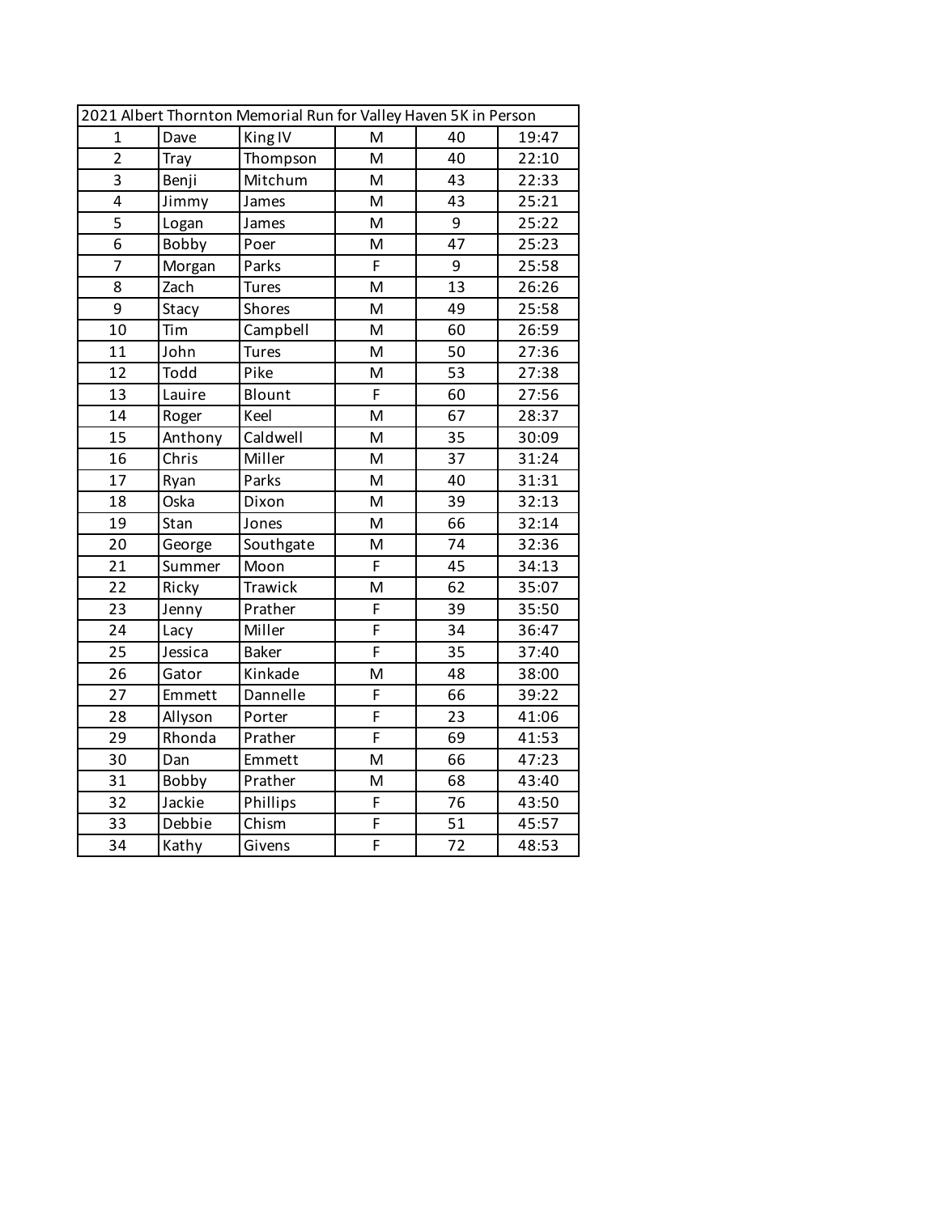| 2021 Albert Thornton Memorial Run for Valley Haven 5K in Person | | | | | |
|---|---|---|---|---|---|
| 1 | Dave | King IV | M | 40 | 19:47 |
| 2 | Tray | Thompson | M | 40 | 22:10 |
| 3 | Benji | Mitchum | M | 43 | 22:33 |
| 4 | Jimmy | James | M | 43 | 25:21 |
| 5 | Logan | James | M | 9 | 25:22 |
| 6 | Bobby | Poer | M | 47 | 25:23 |
| 7 | Morgan | Parks | F | 9 | 25:58 |
| 8 | Zach | Tures | M | 13 | 26:26 |
| 9 | Stacy | Shores | M | 49 | 25:58 |
| 10 | Tim | Campbell | M | 60 | 26:59 |
| 11 | John | Tures | M | 50 | 27:36 |
| 12 | Todd | Pike | M | 53 | 27:38 |
| 13 | Lauire | Blount | F | 60 | 27:56 |
| 14 | Roger | Keel | M | 67 | 28:37 |
| 15 | Anthony | Caldwell | M | 35 | 30:09 |
| 16 | Chris | Miller | M | 37 | 31:24 |
| 17 | Ryan | Parks | M | 40 | 31:31 |
| 18 | Oska | Dixon | M | 39 | 32:13 |
| 19 | Stan | Jones | M | 66 | 32:14 |
| 20 | George | Southgate | M | 74 | 32:36 |
| 21 | Summer | Moon | F | 45 | 34:13 |
| 22 | Ricky | Trawick | M | 62 | 35:07 |
| 23 | Jenny | Prather | F | 39 | 35:50 |
| 24 | Lacy | Miller | F | 34 | 36:47 |
| 25 | Jessica | Baker | F | 35 | 37:40 |
| 26 | Gator | Kinkade | M | 48 | 38:00 |
| 27 | Emmett | Dannelle | F | 66 | 39:22 |
| 28 | Allyson | Porter | F | 23 | 41:06 |
| 29 | Rhonda | Prather | F | 69 | 41:53 |
| 30 | Dan | Emmett | M | 66 | 47:23 |
| 31 | Bobby | Prather | M | 68 | 43:40 |
| 32 | Jackie | Phillips | F | 76 | 43:50 |
| 33 | Debbie | Chism | F | 51 | 45:57 |
| 34 | Kathy | Givens | F | 72 | 48:53 |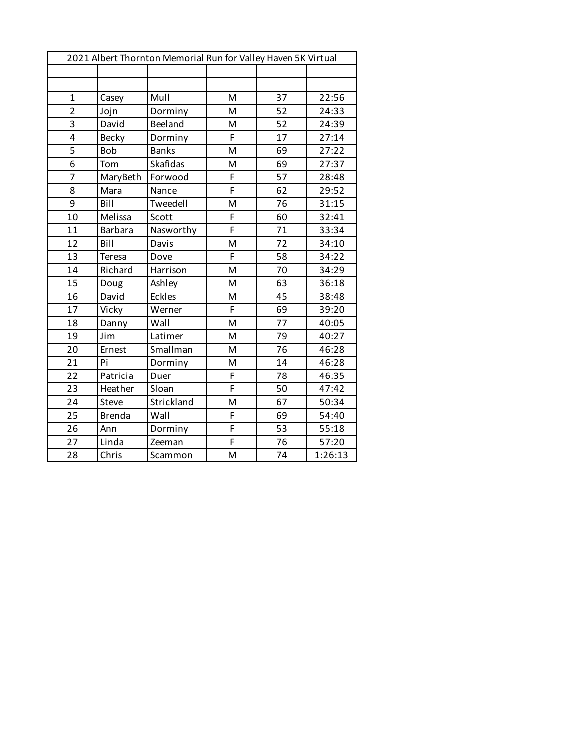| 2021 Albert Thornton Memorial Run for Valley Haven 5K Virtual | | | | | |
|---|---|---|---|---|---|
| | | | | | |
| | | | | | |
| 1 | Casey | Mull | M | 37 | 22:56 |
| 2 | Jojn | Dorminy | M | 52 | 24:33 |
| 3 | David | Beeland | M | 52 | 24:39 |
| 4 | Becky | Dorminy | F | 17 | 27:14 |
| 5 | Bob | Banks | M | 69 | 27:22 |
| 6 | Tom | Skafidas | M | 69 | 27:37 |
| 7 | MaryBeth | Forwood | F | 57 | 28:48 |
| 8 | Mara | Nance | F | 62 | 29:52 |
| 9 | Bill | Tweedell | M | 76 | 31:15 |
| 10 | Melissa | Scott | F | 60 | 32:41 |
| 11 | Barbara | Nasworthy | F | 71 | 33:34 |
| 12 | Bill | Davis | M | 72 | 34:10 |
| 13 | Teresa | Dove | F | 58 | 34:22 |
| 14 | Richard | Harrison | M | 70 | 34:29 |
| 15 | Doug | Ashley | M | 63 | 36:18 |
| 16 | David | Eckles | M | 45 | 38:48 |
| 17 | Vicky | Werner | F | 69 | 39:20 |
| 18 | Danny | Wall | M | 77 | 40:05 |
| 19 | Jim | Latimer | M | 79 | 40:27 |
| 20 | Ernest | Smallman | M | 76 | 46:28 |
| 21 | Pi | Dorminy | M | 14 | 46:28 |
| 22 | Patricia | Duer | F | 78 | 46:35 |
| 23 | Heather | Sloan | F | 50 | 47:42 |
| 24 | Steve | Strickland | M | 67 | 50:34 |
| 25 | Brenda | Wall | F | 69 | 54:40 |
| 26 | Ann | Dorminy | F | 53 | 55:18 |
| 27 | Linda | Zeeman | F | 76 | 57:20 |
| 28 | Chris | Scammon | M | 74 | 1:26:13 |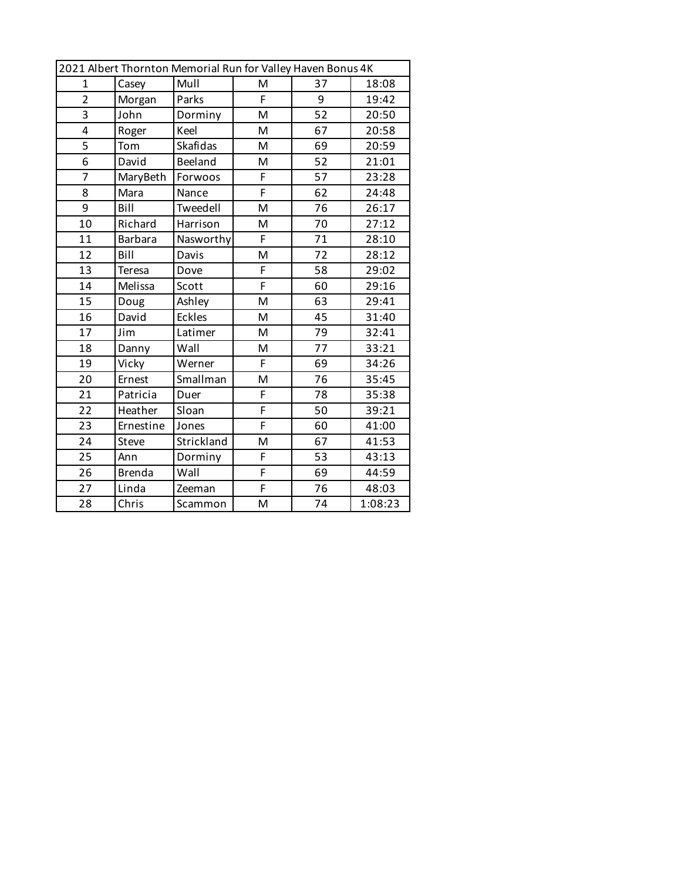| 2021 Albert Thornton Memorial Run for Valley Haven Bonus 4K | | | | | |
|---|---|---|---|---|---|
| 1 | Casey | Mull | M | 37 | 18:08 |
| 2 | Morgan | Parks | F | 9 | 19:42 |
| 3 | John | Dorminy | M | 52 | 20:50 |
| 4 | Roger | Keel | M | 67 | 20:58 |
| 5 | Tom | Skafidas | M | 69 | 20:59 |
| 6 | David | Beeland | M | 52 | 21:01 |
| 7 | MaryBeth | Forwoos | F | 57 | 23:28 |
| 8 | Mara | Nance | F | 62 | 24:48 |
| 9 | Bill | Tweedell | M | 76 | 26:17 |
| 10 | Richard | Harrison | M | 70 | 27:12 |
| 11 | Barbara | Nasworthy | F | 71 | 28:10 |
| 12 | Bill | Davis | M | 72 | 28:12 |
| 13 | Teresa | Dove | F | 58 | 29:02 |
| 14 | Melissa | Scott | F | 60 | 29:16 |
| 15 | Doug | Ashley | M | 63 | 29:41 |
| 16 | David | Eckles | M | 45 | 31:40 |
| 17 | Jim | Latimer | M | 79 | 32:41 |
| 18 | Danny | Wall | M | 77 | 33:21 |
| 19 | Vicky | Werner | F | 69 | 34:26 |
| 20 | Ernest | Smallman | M | 76 | 35:45 |
| 21 | Patricia | Duer | F | 78 | 35:38 |
| 22 | Heather | Sloan | F | 50 | 39:21 |
| 23 | Ernestine | Jones | F | 60 | 41:00 |
| 24 | Steve | Strickland | M | 67 | 41:53 |
| 25 | Ann | Dorminy | F | 53 | 43:13 |
| 26 | Brenda | Wall | F | 69 | 44:59 |
| 27 | Linda | Zeeman | F | 76 | 48:03 |
| 28 | Chris | Scammon | M | 74 | 1:08:23 |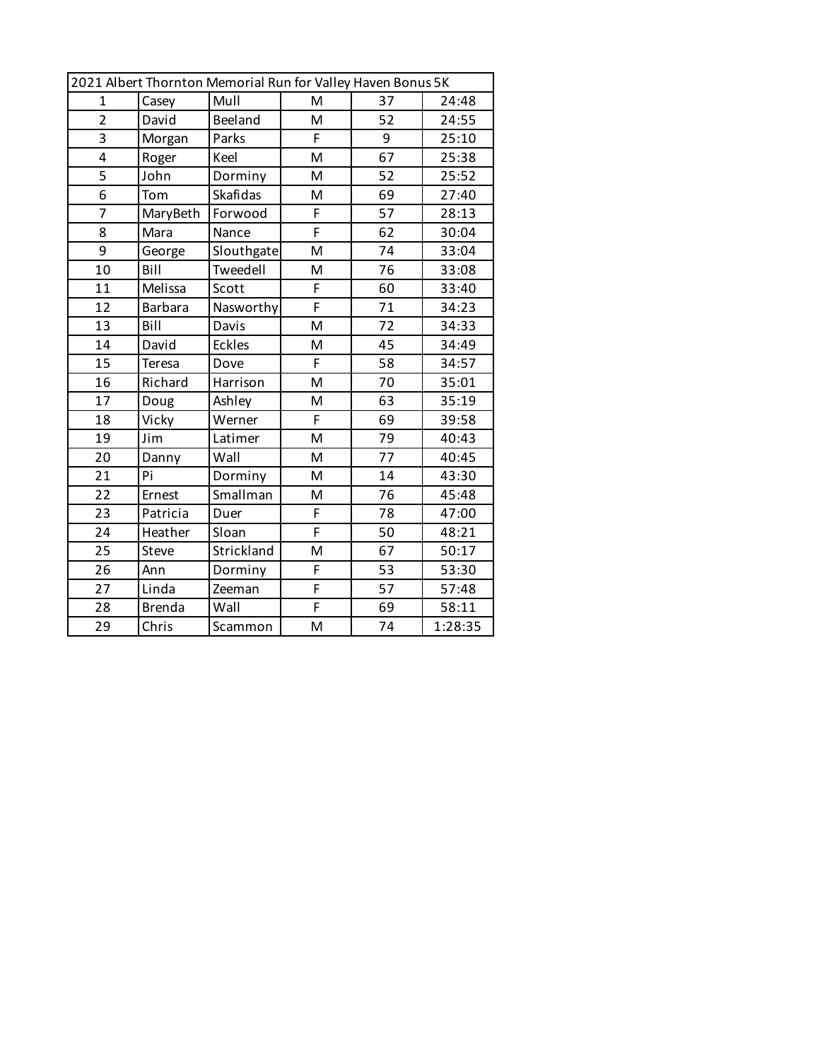| 2021 Albert Thornton Memorial Run for Valley Haven Bonus 5K | | | | | |
|---|---|---|---|---|---|
| 1 | Casey | Mull | M | 37 | 24:48 |
| 2 | David | Beeland | M | 52 | 24:55 |
| 3 | Morgan | Parks | F | 9 | 25:10 |
| 4 | Roger | Keel | M | 67 | 25:38 |
| 5 | John | Dorminy | M | 52 | 25:52 |
| 6 | Tom | Skafidas | M | 69 | 27:40 |
| 7 | MaryBeth | Forwood | F | 57 | 28:13 |
| 8 | Mara | Nance | F | 62 | 30:04 |
| 9 | George | Slouthgate | M | 74 | 33:04 |
| 10 | Bill | Tweedell | M | 76 | 33:08 |
| 11 | Melissa | Scott | F | 60 | 33:40 |
| 12 | Barbara | Nasworthy | F | 71 | 34:23 |
| 13 | Bill | Davis | M | 72 | 34:33 |
| 14 | David | Eckles | M | 45 | 34:49 |
| 15 | Teresa | Dove | F | 58 | 34:57 |
| 16 | Richard | Harrison | M | 70 | 35:01 |
| 17 | Doug | Ashley | M | 63 | 35:19 |
| 18 | Vicky | Werner | F | 69 | 39:58 |
| 19 | Jim | Latimer | M | 79 | 40:43 |
| 20 | Danny | Wall | M | 77 | 40:45 |
| 21 | Pi | Dorminy | M | 14 | 43:30 |
| 22 | Ernest | Smallman | M | 76 | 45:48 |
| 23 | Patricia | Duer | F | 78 | 47:00 |
| 24 | Heather | Sloan | F | 50 | 48:21 |
| 25 | Steve | Strickland | M | 67 | 50:17 |
| 26 | Ann | Dorminy | F | 53 | 53:30 |
| 27 | Linda | Zeeman | F | 57 | 57:48 |
| 28 | Brenda | Wall | F | 69 | 58:11 |
| 29 | Chris | Scammon | M | 74 | 1:28:35 |